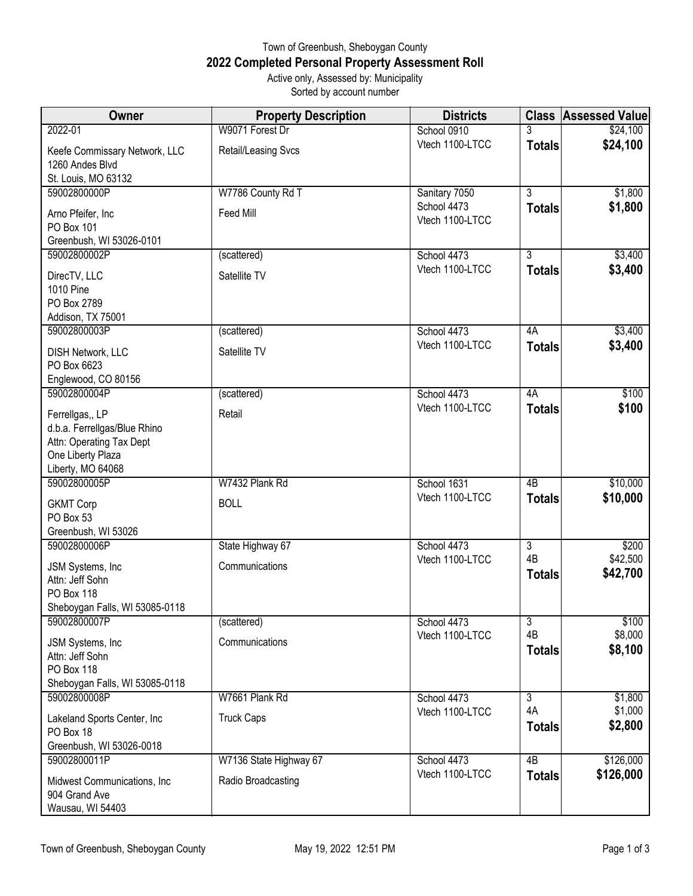Town of Greenbush, Sheboygan County

# 2022 Completed Personal Property Assessment Roll

Active only, Assessed by: Municipality

Sorted by account number

| Owner | Property Description | Districts | Class | Assessed Value |
|---|---|---|---|---|
| 2022-01<br>Keefe Commissary Network, LLC<br>1260 Andes Blvd<br>St. Louis, MO 63132 | W9071 Forest Dr<br>Retail/Leasing Svcs | School 0910<br>Vtech 1100-LTCC | 3<br>**Totals** | $24,100<br>**$24,100** |
| 59002800000P<br>Arno Pfeifer, Inc<br>PO Box 101<br>Greenbush, WI 53026-0101 | W7786 County Rd T<br>Feed Mill | Sanitary 7050<br>School 4473<br>Vtech 1100-LTCC | 3<br>**Totals** | $1,800<br>**$1,800** |
| 59002800002P<br>DirecTV, LLC<br>1010 Pine<br>PO Box 2789<br>Addison, TX 75001 | (scattered)<br>Satellite TV | School 4473<br>Vtech 1100-LTCC | 3<br>**Totals** | $3,400<br>**$3,400** |
| 59002800003P<br>DISH Network, LLC<br>PO Box 6623<br>Englewood, CO 80156 | (scattered)<br>Satellite TV | School 4473<br>Vtech 1100-LTCC | 4A<br>**Totals** | $3,400<br>**$3,400** |
| 59002800004P<br>Ferrellgas,, LP<br>d.b.a. Ferrellgas/Blue Rhino<br>Attn: Operating Tax Dept<br>One Liberty Plaza<br>Liberty, MO 64068 | (scattered)<br>Retail | School 4473<br>Vtech 1100-LTCC | 4A<br>**Totals** | $100<br>**$100** |
| 59002800005P<br>GKMT Corp<br>PO Box 53<br>Greenbush, WI 53026 | W7432 Plank Rd<br>BOLL | School 1631<br>Vtech 1100-LTCC | 4B<br>**Totals** | $10,000<br>**$10,000** |
| 59002800006P<br>JSM Systems, Inc<br>Attn: Jeff Sohn<br>PO Box 118<br>Sheboygan Falls, WI 53085-0118 | State Highway 67<br>Communications | School 4473<br>Vtech 1100-LTCC | 3<br>4B<br>**Totals** | $200<br>$42,500<br>**$42,700** |
| 59002800007P<br>JSM Systems, Inc<br>Attn: Jeff Sohn<br>PO Box 118<br>Sheboygan Falls, WI 53085-0118 | (scattered)<br>Communications | School 4473<br>Vtech 1100-LTCC | 3<br>4B<br>**Totals** | $100<br>$8,000<br>**$8,100** |
| 59002800008P<br>Lakeland Sports Center, Inc<br>PO Box 18<br>Greenbush, WI 53026-0018 | W7661 Plank Rd<br>Truck Caps | School 4473<br>Vtech 1100-LTCC | 3<br>4A<br>**Totals** | $1,800<br>$1,000<br>**$2,800** |
| 59002800011P<br>Midwest Communications, Inc<br>904 Grand Ave<br>Wausau, WI 54403 | W7136 State Highway 67<br>Radio Broadcasting | School 4473<br>Vtech 1100-LTCC | 4B<br>**Totals** | $126,000<br>**$126,000** |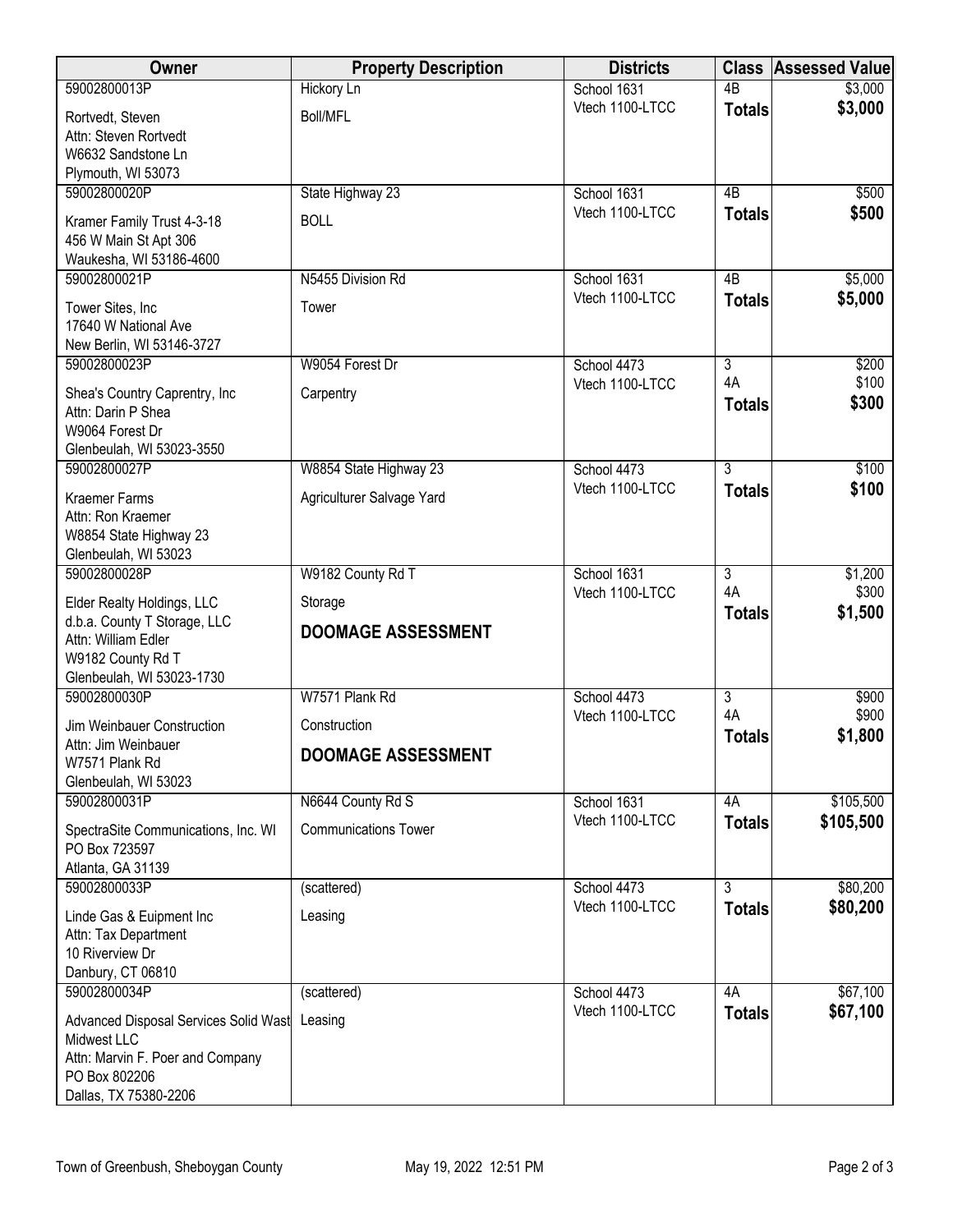| Owner | Property Description | Districts | Class | Assessed Value |
|---|---|---|---|---|
| 59002800013P<br>Rortvedt, Steven<br>Attn: Steven Rortvedt<br>W6632 Sandstone Ln<br>Plymouth, WI 53073 | Hickory Ln<br>Boll/MFL | School 1631<br>Vtech 1100-LTCC | 4B<br>**Totals** | $3,000<br>**$3,000** |
| 59002800020P<br>Kramer Family Trust 4-3-18<br>456 W Main St Apt 306<br>Waukesha, WI 53186-4600 | State Highway 23<br>BOLL | School 1631<br>Vtech 1100-LTCC | 4B<br>**Totals** | $500<br>**$500** |
| 59002800021P<br>Tower Sites, Inc<br>17640 W National Ave<br>New Berlin, WI 53146-3727 | N5455 Division Rd<br>Tower | School 1631<br>Vtech 1100-LTCC | 4B<br>**Totals** | $5,000<br>**$5,000** |
| 59002800023P<br>Shea's Country Caprentry, Inc<br>Attn: Darin P Shea<br>W9064 Forest Dr<br>Glenbeulah, WI 53023-3550 | W9054 Forest Dr<br>Carpentry | School 4473<br>Vtech 1100-LTCC | 3<br>4A<br>**Totals** | $200<br>$100<br>**$300** |
| 59002800027P<br>Kraemer Farms<br>Attn: Ron Kraemer<br>W8854 State Highway 23<br>Glenbeulah, WI 53023 | W8854 State Highway 23<br>Agriculturer Salvage Yard | School 4473<br>Vtech 1100-LTCC | 3<br>**Totals** | $100<br>**$100** |
| 59002800028P<br>Elder Realty Holdings, LLC<br>d.b.a. County T Storage, LLC<br>Attn: William Edler<br>W9182 County Rd T<br>Glenbeulah, WI 53023-1730 | W9182 County Rd T<br>Storage<br>**DOOMAGE ASSESSMENT** | School 1631<br>Vtech 1100-LTCC | 3<br>4A<br>**Totals** | $1,200<br>$300<br>**$1,500** |
| 59002800030P<br>Jim Weinbauer Construction<br>Attn: Jim Weinbauer<br>W7571 Plank Rd<br>Glenbeulah, WI 53023 | W7571 Plank Rd<br>Construction<br>**DOOMAGE ASSESSMENT** | School 4473<br>Vtech 1100-LTCC | 3<br>4A<br>**Totals** | $900<br>$900<br>**$1,800** |
| 59002800031P<br>SpectraSite Communications, Inc. WI<br>PO Box 723597<br>Atlanta, GA 31139 | N6644 County Rd S<br>Communications Tower | School 1631<br>Vtech 1100-LTCC | 4A<br>**Totals** | $105,500<br>**$105,500** |
| 59002800033P<br>Linde Gas & Euipment Inc<br>Attn: Tax Department<br>10 Riverview Dr<br>Danbury, CT 06810 | (scattered)<br>Leasing | School 4473<br>Vtech 1100-LTCC | 3<br>**Totals** | $80,200<br>**$80,200** |
| 59002800034P<br>Advanced Disposal Services Solid Wast<br>Midwest LLC<br>Attn: Marvin F. Poer and Company<br>PO Box 802206<br>Dallas, TX 75380-2206 | (scattered)<br>Leasing | School 4473<br>Vtech 1100-LTCC | 4A<br>**Totals** | $67,100<br>**$67,100** |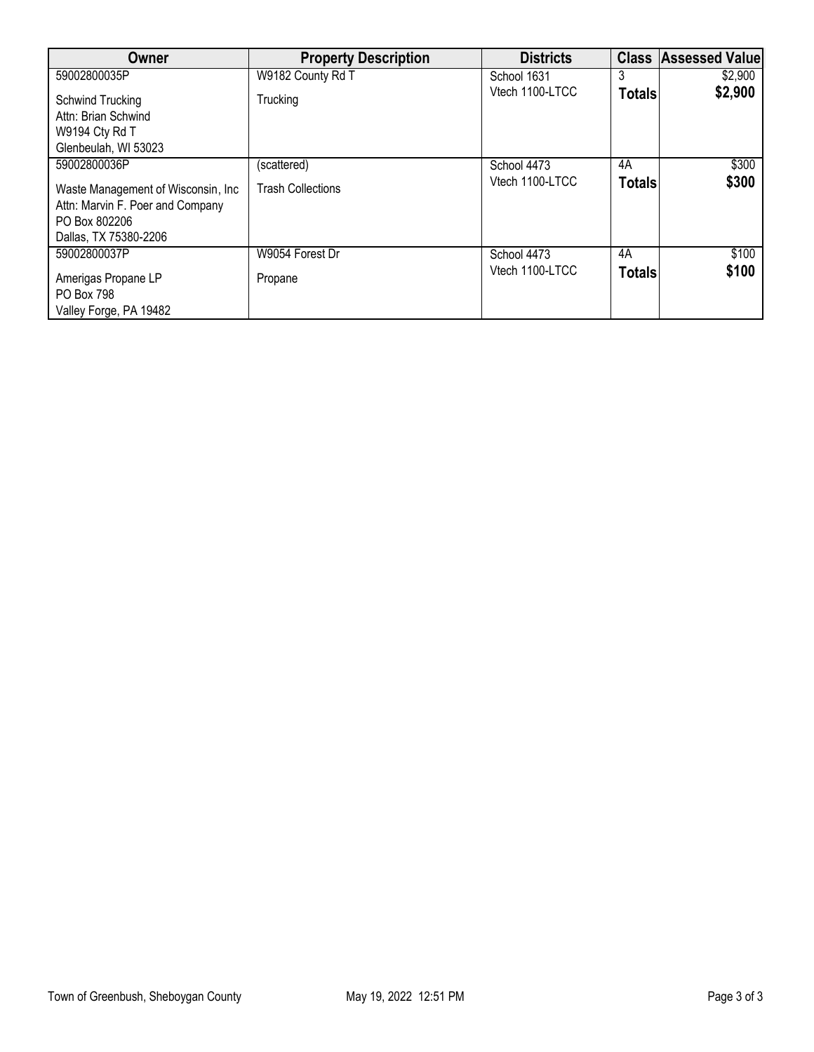| Owner | Property Description | Districts | Class | Assessed Value |
|---|---|---|---|---|
| 59002800035P<br>Schwind Trucking<br>Attn: Brian Schwind<br>W9194 Cty Rd T<br>Glenbeulah, WI 53023 | W9182 County Rd T<br>Trucking | School 1631<br>Vtech 1100-LTCC | 3<br>**Totals** | $2,900<br>**$2,900** |
| 59002800036P<br>Waste Management of Wisconsin, Inc<br>Attn: Marvin F. Poer and Company<br>PO Box 802206<br>Dallas, TX 75380-2206 | (scattered)<br>Trash Collections | School 4473<br>Vtech 1100-LTCC | 4A<br>**Totals** | $300<br>**$300** |
| 59002800037P<br>Amerigas Propane LP<br>PO Box 798<br>Valley Forge, PA 19482 | W9054 Forest Dr<br>Propane | School 4473<br>Vtech 1100-LTCC | 4A<br>**Totals** | $100<br>**$100** |

Town of Greenbush, Sheboygan County    May 19, 2022 12:51 PM